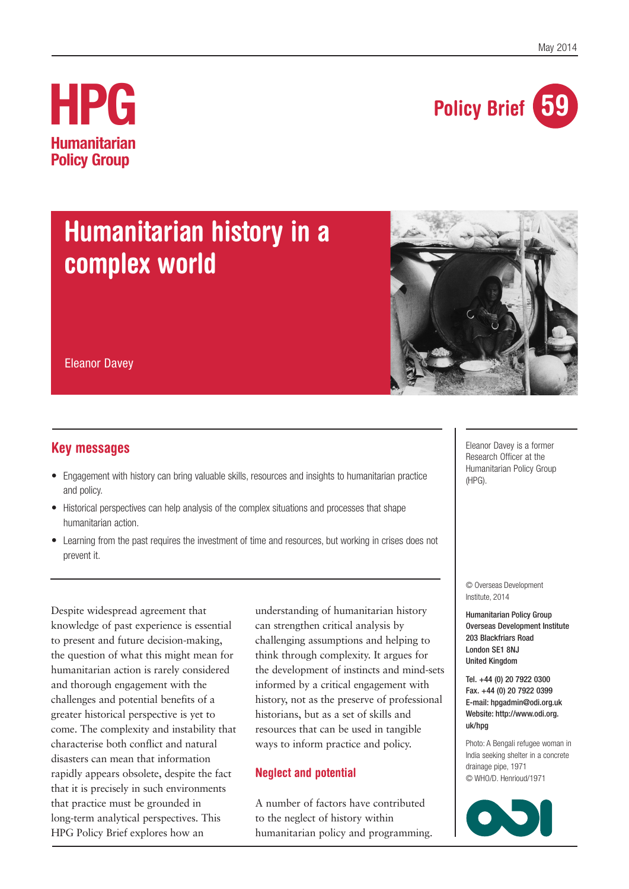May 2014

HPG
Humanitarian Policy Group

Policy Brief 59

# Humanitarian history in a complex world

Eleanor Davey

## Key messages

- Engagement with history can bring valuable skills, resources and insights to humanitarian practice and policy.
- Historical perspectives can help analysis of the complex situations and processes that shape humanitarian action.
- Learning from the past requires the investment of time and resources, but working in crises does not prevent it.

Eleanor Davey is a former Research Officer at the Humanitarian Policy Group (HPG).

© Overseas Development Institute, 2014

**Humanitarian Policy Group**
**Overseas Development Institute**
**203 Blackfriars Road**
**London SE1 8NJ**
**United Kingdom**

**Tel. +44 (0) 20 7922 0300**
**Fax. +44 (0) 20 7922 0399**
**E-mail: hpgadmin@odi.org.uk**
**Website: http://www.odi.org.uk/hpg**

Photo: A Bengali refugee woman in India seeking shelter in a concrete drainage pipe, 1971
© WHO/D. Henrioud/1971

Despite widespread agreement that knowledge of past experience is essential to present and future decision-making, the question of what this might mean for humanitarian action is rarely considered and thorough engagement with the challenges and potential benefits of a greater historical perspective is yet to come. The complexity and instability that characterise both conflict and natural disasters can mean that information rapidly appears obsolete, despite the fact that it is precisely in such environments that practice must be grounded in long-term analytical perspectives. This HPG Policy Brief explores how an understanding of humanitarian history can strengthen critical analysis by challenging assumptions and helping to think through complexity. It argues for the development of instincts and mind-sets informed by a critical engagement with history, not as the preserve of professional historians, but as a set of skills and resources that can be used in tangible ways to inform practice and policy.

## Neglect and potential

A number of factors have contributed to the neglect of history within humanitarian policy and programming.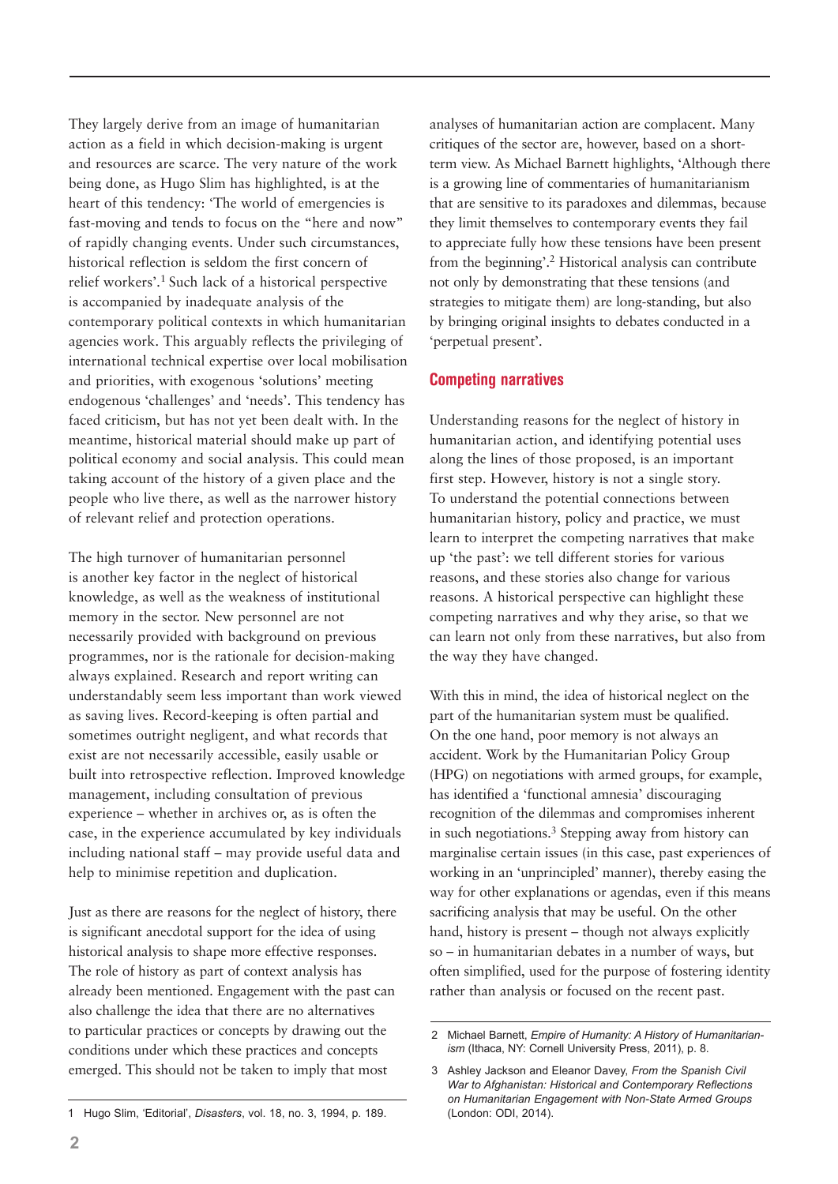They largely derive from an image of humanitarian action as a field in which decision-making is urgent and resources are scarce. The very nature of the work being done, as Hugo Slim has highlighted, is at the heart of this tendency: 'The world of emergencies is fast-moving and tends to focus on the "here and now" of rapidly changing events. Under such circumstances, historical reflection is seldom the first concern of relief workers'.[1] Such lack of a historical perspective is accompanied by inadequate analysis of the contemporary political contexts in which humanitarian agencies work. This arguably reflects the privileging of international technical expertise over local mobilisation and priorities, with exogenous 'solutions' meeting endogenous 'challenges' and 'needs'. This tendency has faced criticism, but has not yet been dealt with. In the meantime, historical material should make up part of political economy and social analysis. This could mean taking account of the history of a given place and the people who live there, as well as the narrower history of relevant relief and protection operations.

The high turnover of humanitarian personnel is another key factor in the neglect of historical knowledge, as well as the weakness of institutional memory in the sector. New personnel are not necessarily provided with background on previous programmes, nor is the rationale for decision-making always explained. Research and report writing can understandably seem less important than work viewed as saving lives. Record-keeping is often partial and sometimes outright negligent, and what records that exist are not necessarily accessible, easily usable or built into retrospective reflection. Improved knowledge management, including consultation of previous experience – whether in archives or, as is often the case, in the experience accumulated by key individuals including national staff – may provide useful data and help to minimise repetition and duplication.

Just as there are reasons for the neglect of history, there is significant anecdotal support for the idea of using historical analysis to shape more effective responses. The role of history as part of context analysis has already been mentioned. Engagement with the past can also challenge the idea that there are no alternatives to particular practices or concepts by drawing out the conditions under which these practices and concepts emerged. This should not be taken to imply that most analyses of humanitarian action are complacent. Many critiques of the sector are, however, based on a short-term view. As Michael Barnett highlights, 'Although there is a growing line of commentaries of humanitarianism that are sensitive to its paradoxes and dilemmas, because they limit themselves to contemporary events they fail to appreciate fully how these tensions have been present from the beginning'.[2] Historical analysis can contribute not only by demonstrating that these tensions (and strategies to mitigate them) are long-standing, but also by bringing original insights to debates conducted in a 'perpetual present'.

## Competing narratives

Understanding reasons for the neglect of history in humanitarian action, and identifying potential uses along the lines of those proposed, is an important first step. However, history is not a single story. To understand the potential connections between humanitarian history, policy and practice, we must learn to interpret the competing narratives that make up 'the past': we tell different stories for various reasons, and these stories also change for various reasons. A historical perspective can highlight these competing narratives and why they arise, so that we can learn not only from these narratives, but also from the way they have changed.

With this in mind, the idea of historical neglect on the part of the humanitarian system must be qualified. On the one hand, poor memory is not always an accident. Work by the Humanitarian Policy Group (HPG) on negotiations with armed groups, for example, has identified a 'functional amnesia' discouraging recognition of the dilemmas and compromises inherent in such negotiations.[3] Stepping away from history can marginalise certain issues (in this case, past experiences of working in an 'unprincipled' manner), thereby easing the way for other explanations or agendas, even if this means sacrificing analysis that may be useful. On the other hand, history is present – though not always explicitly so – in humanitarian debates in a number of ways, but often simplified, used for the purpose of fostering identity rather than analysis or focused on the recent past.

---

1 Hugo Slim, 'Editorial', *Disasters*, vol. 18, no. 3, 1994, p. 189.

2 Michael Barnett, *Empire of Humanity: A History of Humanitarianism* (Ithaca, NY: Cornell University Press, 2011), p. 8.

3 Ashley Jackson and Eleanor Davey, *From the Spanish Civil War to Afghanistan: Historical and Contemporary Reflections on Humanitarian Engagement with Non-State Armed Groups* (London: ODI, 2014).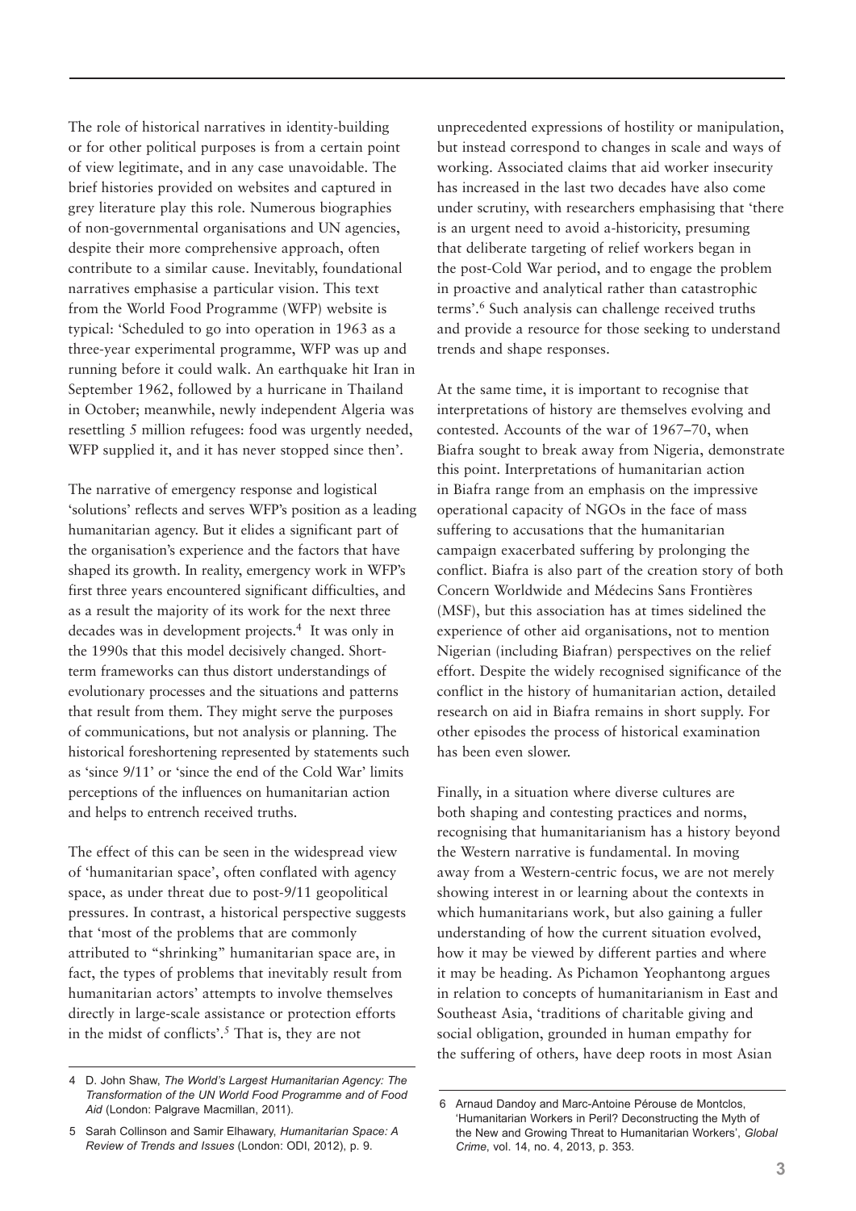The role of historical narratives in identity-building or for other political purposes is from a certain point of view legitimate, and in any case unavoidable. The brief histories provided on websites and captured in grey literature play this role. Numerous biographies of non-governmental organisations and UN agencies, despite their more comprehensive approach, often contribute to a similar cause. Inevitably, foundational narratives emphasise a particular vision. This text from the World Food Programme (WFP) website is typical: 'Scheduled to go into operation in 1963 as a three-year experimental programme, WFP was up and running before it could walk. An earthquake hit Iran in September 1962, followed by a hurricane in Thailand in October; meanwhile, newly independent Algeria was resettling 5 million refugees: food was urgently needed, WFP supplied it, and it has never stopped since then'.

The narrative of emergency response and logistical 'solutions' reflects and serves WFP's position as a leading humanitarian agency. But it elides a significant part of the organisation's experience and the factors that have shaped its growth. In reality, emergency work in WFP's first three years encountered significant difficulties, and as a result the majority of its work for the next three decades was in development projects.[4] It was only in the 1990s that this model decisively changed. Short-term frameworks can thus distort understandings of evolutionary processes and the situations and patterns that result from them. They might serve the purposes of communications, but not analysis or planning. The historical foreshortening represented by statements such as 'since 9/11' or 'since the end of the Cold War' limits perceptions of the influences on humanitarian action and helps to entrench received truths.

The effect of this can be seen in the widespread view of 'humanitarian space', often conflated with agency space, as under threat due to post-9/11 geopolitical pressures. In contrast, a historical perspective suggests that 'most of the problems that are commonly attributed to "shrinking" humanitarian space are, in fact, the types of problems that inevitably result from humanitarian actors' attempts to involve themselves directly in large-scale assistance or protection efforts in the midst of conflicts'.[5] That is, they are not unprecedented expressions of hostility or manipulation, but instead correspond to changes in scale and ways of working. Associated claims that aid worker insecurity has increased in the last two decades have also come under scrutiny, with researchers emphasising that 'there is an urgent need to avoid a-historicity, presuming that deliberate targeting of relief workers began in the post-Cold War period, and to engage the problem in proactive and analytical rather than catastrophic terms'.[6] Such analysis can challenge received truths and provide a resource for those seeking to understand trends and shape responses.

At the same time, it is important to recognise that interpretations of history are themselves evolving and contested. Accounts of the war of 1967–70, when Biafra sought to break away from Nigeria, demonstrate this point. Interpretations of humanitarian action in Biafra range from an emphasis on the impressive operational capacity of NGOs in the face of mass suffering to accusations that the humanitarian campaign exacerbated suffering by prolonging the conflict. Biafra is also part of the creation story of both Concern Worldwide and Médecins Sans Frontières (MSF), but this association has at times sidelined the experience of other aid organisations, not to mention Nigerian (including Biafran) perspectives on the relief effort. Despite the widely recognised significance of the conflict in the history of humanitarian action, detailed research on aid in Biafra remains in short supply. For other episodes the process of historical examination has been even slower.

Finally, in a situation where diverse cultures are both shaping and contesting practices and norms, recognising that humanitarianism has a history beyond the Western narrative is fundamental. In moving away from a Western-centric focus, we are not merely showing interest in or learning about the contexts in which humanitarians work, but also gaining a fuller understanding of how the current situation evolved, how it may be viewed by different parties and where it may be heading. As Pichamon Yeophantong argues in relation to concepts of humanitarianism in East and Southeast Asia, 'traditions of charitable giving and social obligation, grounded in human empathy for the suffering of others, have deep roots in most Asian

---

4 D. John Shaw, *The World's Largest Humanitarian Agency: The Transformation of the UN World Food Programme and of Food Aid* (London: Palgrave Macmillan, 2011).

5 Sarah Collinson and Samir Elhawary, *Humanitarian Space: A Review of Trends and Issues* (London: ODI, 2012), p. 9.

6 Arnaud Dandoy and Marc-Antoine Pérouse de Montclos, 'Humanitarian Workers in Peril? Deconstructing the Myth of the New and Growing Threat to Humanitarian Workers', *Global Crime*, vol. 14, no. 4, 2013, p. 353.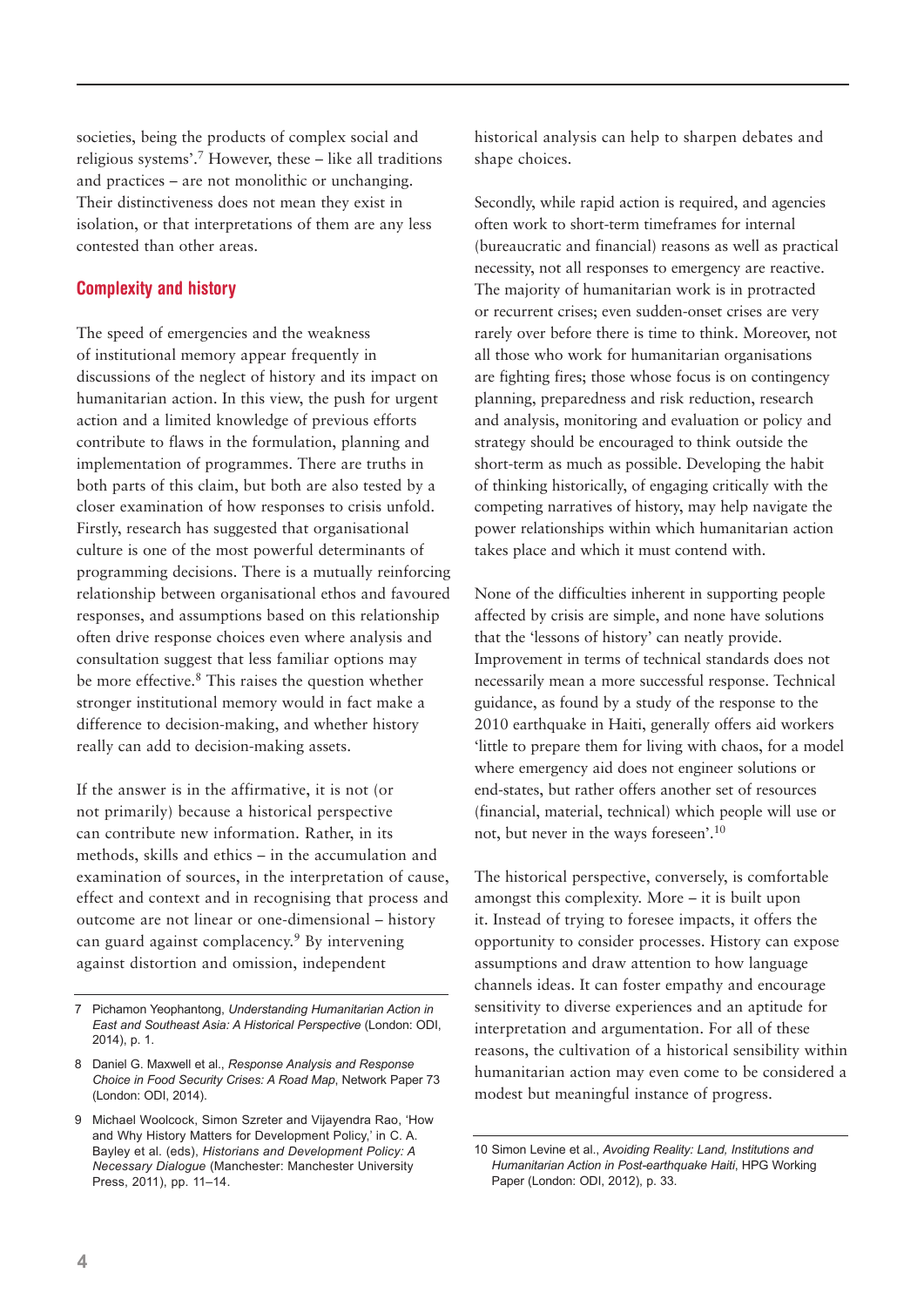societies, being the products of complex social and religious systems'.[7] However, these – like all traditions and practices – are not monolithic or unchanging. Their distinctiveness does not mean they exist in isolation, or that interpretations of them are any less contested than other areas.

## Complexity and history

The speed of emergencies and the weakness of institutional memory appear frequently in discussions of the neglect of history and its impact on humanitarian action. In this view, the push for urgent action and a limited knowledge of previous efforts contribute to flaws in the formulation, planning and implementation of programmes. There are truths in both parts of this claim, but both are also tested by a closer examination of how responses to crisis unfold. Firstly, research has suggested that organisational culture is one of the most powerful determinants of programming decisions. There is a mutually reinforcing relationship between organisational ethos and favoured responses, and assumptions based on this relationship often drive response choices even where analysis and consultation suggest that less familiar options may be more effective.[8] This raises the question whether stronger institutional memory would in fact make a difference to decision-making, and whether history really can add to decision-making assets.

If the answer is in the affirmative, it is not (or not primarily) because a historical perspective can contribute new information. Rather, in its methods, skills and ethics – in the accumulation and examination of sources, in the interpretation of cause, effect and context and in recognising that process and outcome are not linear or one-dimensional – history can guard against complacency.[9] By intervening against distortion and omission, independent historical analysis can help to sharpen debates and shape choices.

Secondly, while rapid action is required, and agencies often work to short-term timeframes for internal (bureaucratic and financial) reasons as well as practical necessity, not all responses to emergency are reactive. The majority of humanitarian work is in protracted or recurrent crises; even sudden-onset crises are very rarely over before there is time to think. Moreover, not all those who work for humanitarian organisations are fighting fires; those whose focus is on contingency planning, preparedness and risk reduction, research and analysis, monitoring and evaluation or policy and strategy should be encouraged to think outside the short-term as much as possible. Developing the habit of thinking historically, of engaging critically with the competing narratives of history, may help navigate the power relationships within which humanitarian action takes place and which it must contend with.

None of the difficulties inherent in supporting people affected by crisis are simple, and none have solutions that the 'lessons of history' can neatly provide. Improvement in terms of technical standards does not necessarily mean a more successful response. Technical guidance, as found by a study of the response to the 2010 earthquake in Haiti, generally offers aid workers 'little to prepare them for living with chaos, for a model where emergency aid does not engineer solutions or end-states, but rather offers another set of resources (financial, material, technical) which people will use or not, but never in the ways foreseen'.[10]

The historical perspective, conversely, is comfortable amongst this complexity. More – it is built upon it. Instead of trying to foresee impacts, it offers the opportunity to consider processes. History can expose assumptions and draw attention to how language channels ideas. It can foster empathy and encourage sensitivity to diverse experiences and an aptitude for interpretation and argumentation. For all of these reasons, the cultivation of a historical sensibility within humanitarian action may even come to be considered a modest but meaningful instance of progress.

---

7 Pichamon Yeophantong, *Understanding Humanitarian Action in East and Southeast Asia: A Historical Perspective* (London: ODI, 2014), p. 1.

8 Daniel G. Maxwell et al., *Response Analysis and Response Choice in Food Security Crises: A Road Map*, Network Paper 73 (London: ODI, 2014).

9 Michael Woolcock, Simon Szreter and Vijayendra Rao, 'How and Why History Matters for Development Policy,' in C. A. Bayley et al. (eds), *Historians and Development Policy: A Necessary Dialogue* (Manchester: Manchester University Press, 2011), pp. 11–14.

10 Simon Levine et al., *Avoiding Reality: Land, Institutions and Humanitarian Action in Post-earthquake Haiti*, HPG Working Paper (London: ODI, 2012), p. 33.